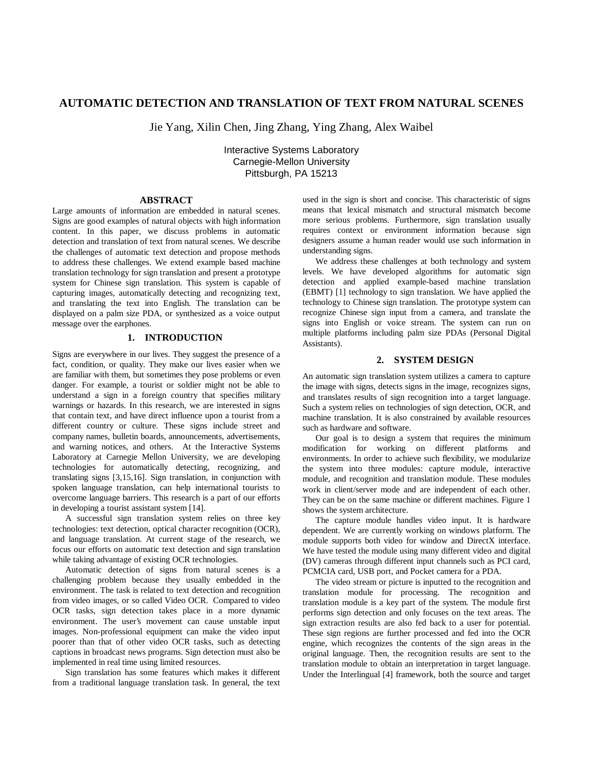# AUTOMATIC DETECTION AND TRANSLATION OF TEXT FROM NATURAL SCENES

Jie Yang, Xilin Chen, Jing Zhang, Ying Zhang, Alex Waibel

Interactive Systems Laboratory
Carnegie-Mellon University
Pittsburgh, PA 15213

## ABSTRACT

Large amounts of information are embedded in natural scenes. Signs are good examples of natural objects with high information content. In this paper, we discuss problems in automatic detection and translation of text from natural scenes. We describe the challenges of automatic text detection and propose methods to address these challenges. We extend example based machine translation technology for sign translation and present a prototype system for Chinese sign translation. This system is capable of capturing images, automatically detecting and recognizing text, and translating the text into English. The translation can be displayed on a palm size PDA, or synthesized as a voice output message over the earphones.

## 1. INTRODUCTION

Signs are everywhere in our lives. They suggest the presence of a fact, condition, or quality. They make our lives easier when we are familiar with them, but sometimes they pose problems or even danger. For example, a tourist or soldier might not be able to understand a sign in a foreign country that specifies military warnings or hazards. In this research, we are interested in signs that contain text, and have direct influence upon a tourist from a different country or culture. These signs include street and company names, bulletin boards, announcements, advertisements, and warning notices, and others. At the Interactive Systems Laboratory at Carnegie Mellon University, we are developing technologies for automatically detecting, recognizing, and translating signs [3,15,16]. Sign translation, in conjunction with spoken language translation, can help international tourists to overcome language barriers. This research is a part of our efforts in developing a tourist assistant system [14].

A successful sign translation system relies on three key technologies: text detection, optical character recognition (OCR), and language translation. At current stage of the research, we focus our efforts on automatic text detection and sign translation while taking advantage of existing OCR technologies.

Automatic detection of signs from natural scenes is a challenging problem because they usually embedded in the environment. The task is related to text detection and recognition from video images, or so called Video OCR. Compared to video OCR tasks, sign detection takes place in a more dynamic environment. The user's movement can cause unstable input images. Non-professional equipment can make the video input poorer than that of other video OCR tasks, such as detecting captions in broadcast news programs. Sign detection must also be implemented in real time using limited resources.

Sign translation has some features which makes it different from a traditional language translation task. In general, the text used in the sign is short and concise. This characteristic of signs means that lexical mismatch and structural mismatch become more serious problems. Furthermore, sign translation usually requires context or environment information because sign designers assume a human reader would use such information in understanding signs.

We address these challenges at both technology and system levels. We have developed algorithms for automatic sign detection and applied example-based machine translation (EBMT) [1] technology to sign translation. We have applied the technology to Chinese sign translation. The prototype system can recognize Chinese sign input from a camera, and translate the signs into English or voice stream. The system can run on multiple platforms including palm size PDAs (Personal Digital Assistants).

## 2. SYSTEM DESIGN

An automatic sign translation system utilizes a camera to capture the image with signs, detects signs in the image, recognizes signs, and translates results of sign recognition into a target language. Such a system relies on technologies of sign detection, OCR, and machine translation. It is also constrained by available resources such as hardware and software.

Our goal is to design a system that requires the minimum modification for working on different platforms and environments. In order to achieve such flexibility, we modularize the system into three modules: capture module, interactive module, and recognition and translation module. These modules work in client/server mode and are independent of each other. They can be on the same machine or different machines. Figure 1 shows the system architecture.

The capture module handles video input. It is hardware dependent. We are currently working on windows platform. The module supports both video for window and DirectX interface. We have tested the module using many different video and digital (DV) cameras through different input channels such as PCI card, PCMCIA card, USB port, and Pocket camera for a PDA.

The video stream or picture is inputted to the recognition and translation module for processing. The recognition and translation module is a key part of the system. The module first performs sign detection and only focuses on the text areas. The sign extraction results are also fed back to a user for potential. These sign regions are further processed and fed into the OCR engine, which recognizes the contents of the sign areas in the original language. Then, the recognition results are sent to the translation module to obtain an interpretation in target language. Under the Interlingual [4] framework, both the source and target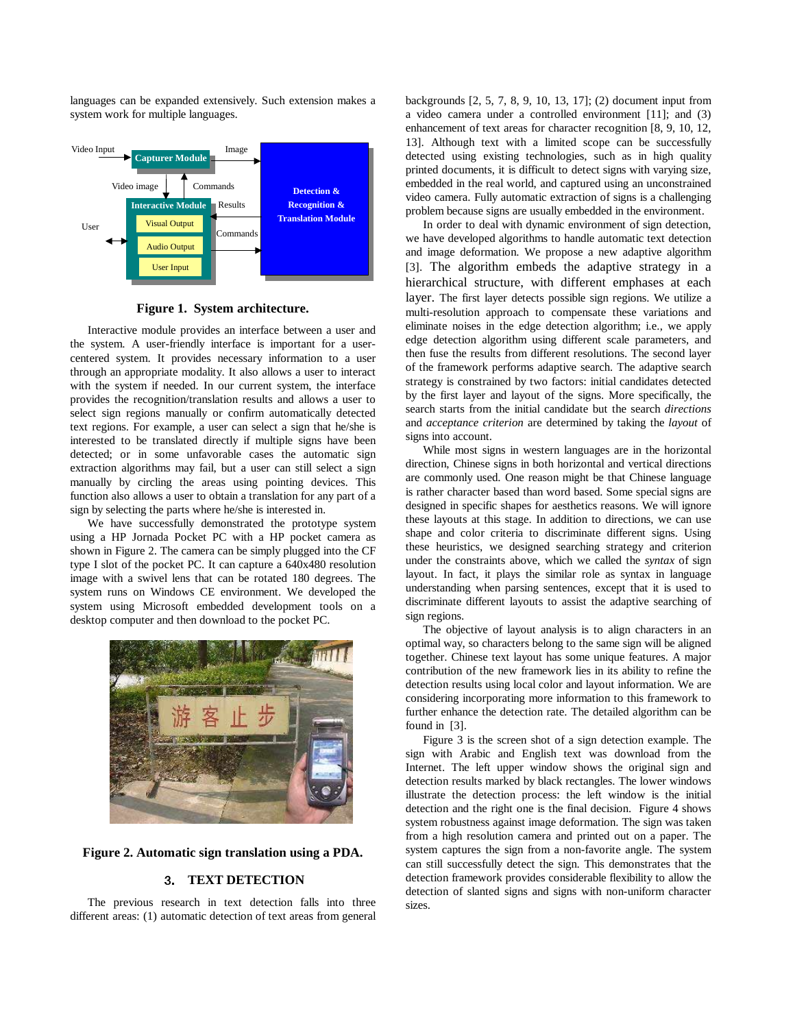languages can be expanded extensively. Such extension makes a system work for multiple languages.

**Figure 1. System architecture.**

Interactive module provides an interface between a user and the system. A user-friendly interface is important for a user-centered system. It provides necessary information to a user through an appropriate modality. It also allows a user to interact with the system if needed. In our current system, the interface provides the recognition/translation results and allows a user to select sign regions manually or confirm automatically detected text regions. For example, a user can select a sign that he/she is interested to be translated directly if multiple signs have been detected; or in some unfavorable cases the automatic sign extraction algorithms may fail, but a user can still select a sign manually by circling the areas using pointing devices. This function also allows a user to obtain a translation for any part of a sign by selecting the parts where he/she is interested in.

We have successfully demonstrated the prototype system using a HP Jornada Pocket PC with a HP pocket camera as shown in Figure 2. The camera can be simply plugged into the CF type I slot of the pocket PC. It can capture a 640x480 resolution image with a swivel lens that can be rotated 180 degrees. The system runs on Windows CE environment. We developed the system using Microsoft embedded development tools on a desktop computer and then download to the pocket PC.

**Figure 2. Automatic sign translation using a PDA.**

## 3. TEXT DETECTION

The previous research in text detection falls into three different areas: (1) automatic detection of text areas from general backgrounds [2, 5, 7, 8, 9, 10, 13, 17]; (2) document input from a video camera under a controlled environment [11]; and (3) enhancement of text areas for character recognition [8, 9, 10, 12, 13]. Although text with a limited scope can be successfully detected using existing technologies, such as in high quality printed documents, it is difficult to detect signs with varying size, embedded in the real world, and captured using an unconstrained video camera. Fully automatic extraction of signs is a challenging problem because signs are usually embedded in the environment.

In order to deal with dynamic environment of sign detection, we have developed algorithms to handle automatic text detection and image deformation. We propose a new adaptive algorithm [3]. The algorithm embeds the adaptive strategy in a hierarchical structure, with different emphases at each layer. The first layer detects possible sign regions. We utilize a multi-resolution approach to compensate these variations and eliminate noises in the edge detection algorithm; i.e., we apply edge detection algorithm using different scale parameters, and then fuse the results from different resolutions. The second layer of the framework performs adaptive search. The adaptive search strategy is constrained by two factors: initial candidates detected by the first layer and layout of the signs. More specifically, the search starts from the initial candidate but the search *directions* and *acceptance criterion* are determined by taking the *layout* of signs into account.

While most signs in western languages are in the horizontal direction, Chinese signs in both horizontal and vertical directions are commonly used. One reason might be that Chinese language is rather character based than word based. Some special signs are designed in specific shapes for aesthetics reasons. We will ignore these layouts at this stage. In addition to directions, we can use shape and color criteria to discriminate different signs. Using these heuristics, we designed searching strategy and criterion under the constraints above, which we called the *syntax* of sign layout. In fact, it plays the similar role as syntax in language understanding when parsing sentences, except that it is used to discriminate different layouts to assist the adaptive searching of sign regions.

The objective of layout analysis is to align characters in an optimal way, so characters belong to the same sign will be aligned together. Chinese text layout has some unique features. A major contribution of the new framework lies in its ability to refine the detection results using local color and layout information. We are considering incorporating more information to this framework to further enhance the detection rate. The detailed algorithm can be found in [3].

Figure 3 is the screen shot of a sign detection example. The sign with Arabic and English text was download from the Internet. The left upper window shows the original sign and detection results marked by black rectangles. The lower windows illustrate the detection process: the left window is the initial detection and the right one is the final decision. Figure 4 shows system robustness against image deformation. The sign was taken from a high resolution camera and printed out on a paper. The system captures the sign from a non-favorite angle. The system can still successfully detect the sign. This demonstrates that the detection framework provides considerable flexibility to allow the detection of slanted signs and signs with non-uniform character sizes.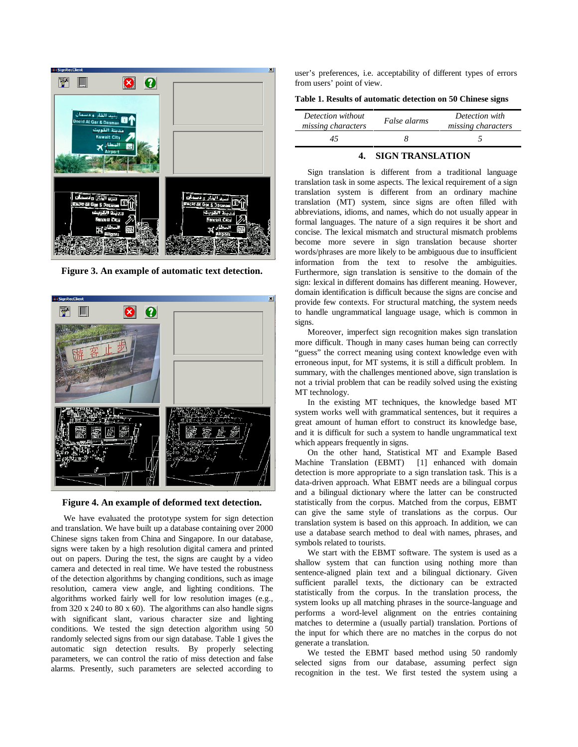Figure 3. An example of automatic text detection.

Figure 4. An example of deformed text detection.

We have evaluated the prototype system for sign detection and translation. We have built up a database containing over 2000 Chinese signs taken from China and Singapore. In our database, signs were taken by a high resolution digital camera and printed out on papers. During the test, the signs are caught by a video camera and detected in real time. We have tested the robustness of the detection algorithms by changing conditions, such as image resolution, camera view angle, and lighting conditions. The algorithms worked fairly well for low resolution images (e.g., from 320 x 240 to 80 x 60). The algorithms can also handle signs with significant slant, various character size and lighting conditions. We tested the sign detection algorithm using 50 randomly selected signs from our sign database. Table 1 gives the automatic sign detection results. By properly selecting parameters, we can control the ratio of miss detection and false alarms. Presently, such parameters are selected according to user's preferences, i.e. acceptability of different types of errors from users' point of view.

**Table 1. Results of automatic detection on 50 Chinese signs**

| *Detection without missing characters* | *False alarms* | *Detection with missing characters* |
|---|---|---|
| *45* | *8* | *5* |

## 4. SIGN TRANSLATION

Sign translation is different from a traditional language translation task in some aspects. The lexical requirement of a sign translation system is different from an ordinary machine translation (MT) system, since signs are often filled with abbreviations, idioms, and names, which do not usually appear in formal languages. The nature of a sign requires it be short and concise. The lexical mismatch and structural mismatch problems become more severe in sign translation because shorter words/phrases are more likely to be ambiguous due to insufficient information from the text to resolve the ambiguities. Furthermore, sign translation is sensitive to the domain of the sign: lexical in different domains has different meaning. However, domain identification is difficult because the signs are concise and provide few contexts. For structural matching, the system needs to handle ungrammatical language usage, which is common in signs.

Moreover, imperfect sign recognition makes sign translation more difficult. Though in many cases human being can correctly "guess" the correct meaning using context knowledge even with erroneous input, for MT systems, it is still a difficult problem. In summary, with the challenges mentioned above, sign translation is not a trivial problem that can be readily solved using the existing MT technology.

In the existing MT techniques, the knowledge based MT system works well with grammatical sentences, but it requires a great amount of human effort to construct its knowledge base, and it is difficult for such a system to handle ungrammatical text which appears frequently in signs.

On the other hand, Statistical MT and Example Based Machine Translation (EBMT) [1] enhanced with domain detection is more appropriate to a sign translation task. This is a data-driven approach. What EBMT needs are a bilingual corpus and a bilingual dictionary where the latter can be constructed statistically from the corpus. Matched from the corpus, EBMT can give the same style of translations as the corpus. Our translation system is based on this approach. In addition, we can use a database search method to deal with names, phrases, and symbols related to tourists.

We start with the EBMT software. The system is used as a shallow system that can function using more than sentence-aligned plain text and a bilingual dictionary. Given sufficient parallel texts, the dictionary can be extracted statistically from the corpus. In the translation process, the system looks up all matching phrases in the source-language and performs a word-level alignment on the entries containing matches to determine a (usually partial) translation. Portions of the input for which there are no matches in the corpus do not generate a translation.

We tested the EBMT based method using 50 randomly selected signs from our database, assuming perfect sign recognition in the test. We first tested the system using a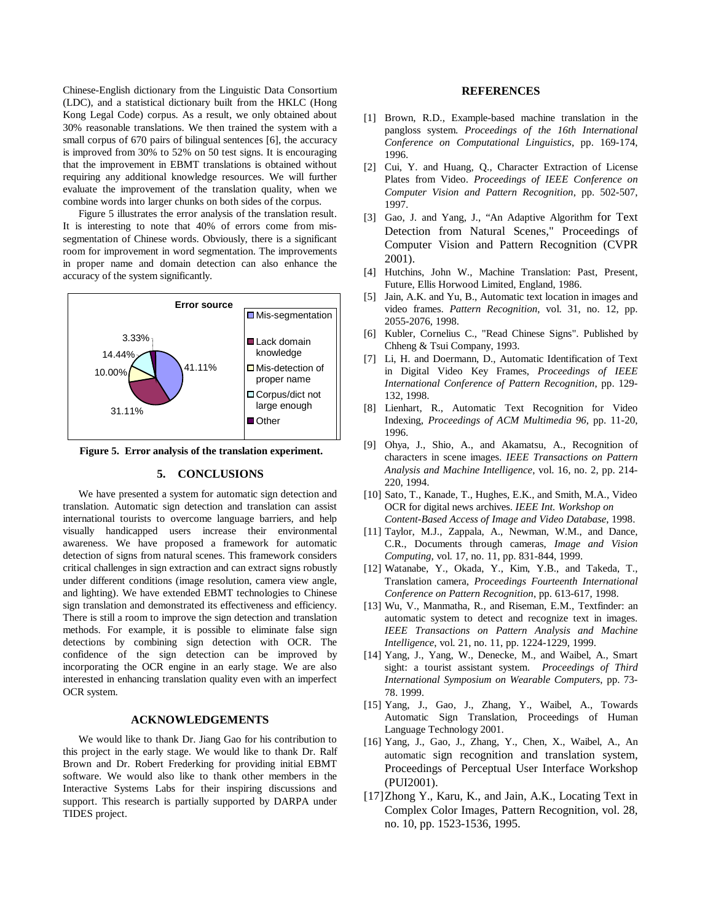Chinese-English dictionary from the Linguistic Data Consortium (LDC), and a statistical dictionary built from the HKLC (Hong Kong Legal Code) corpus. As a result, we only obtained about 30% reasonable translations. We then trained the system with a small corpus of 670 pairs of bilingual sentences [6], the accuracy is improved from 30% to 52% on 50 test signs. It is encouraging that the improvement in EBMT translations is obtained without requiring any additional knowledge resources. We will further evaluate the improvement of the translation quality, when we combine words into larger chunks on both sides of the corpus.

Figure 5 illustrates the error analysis of the translation result. It is interesting to note that 40% of errors come from mis-segmentation of Chinese words. Obviously, there is a significant room for improvement in word segmentation. The improvements in proper name and domain detection can also enhance the accuracy of the system significantly.

Error source

3.33%
14.44%
10.00%
41.11%
31.11%

Mis-segmentation
Lack domain knowledge
Mis-detection of proper name
Corpus/dict not large enough
Other

**Figure 5. Error analysis of the translation experiment.**

## 5. CONCLUSIONS

We have presented a system for automatic sign detection and translation. Automatic sign detection and translation can assist international tourists to overcome language barriers, and help visually handicapped users increase their environmental awareness. We have proposed a framework for automatic detection of signs from natural scenes. This framework considers critical challenges in sign extraction and can extract signs robustly under different conditions (image resolution, camera view angle, and lighting). We have extended EBMT technologies to Chinese sign translation and demonstrated its effectiveness and efficiency. There is still a room to improve the sign detection and translation methods. For example, it is possible to eliminate false sign detections by combining sign detection with OCR. The confidence of the sign detection can be improved by incorporating the OCR engine in an early stage. We are also interested in enhancing translation quality even with an imperfect OCR system.

## ACKNOWLEDGEMENTS

We would like to thank Dr. Jiang Gao for his contribution to this project in the early stage. We would like to thank Dr. Ralf Brown and Dr. Robert Frederking for providing initial EBMT software. We would also like to thank other members in the Interactive Systems Labs for their inspiring discussions and support. This research is partially supported by DARPA under TIDES project.

## REFERENCES

[1] Brown, R.D., Example-based machine translation in the pangloss system. *Proceedings of the 16th International Conference on Computational Linguistics*, pp. 169-174, 1996.

[2] Cui, Y. and Huang, Q., Character Extraction of License Plates from Video. *Proceedings of IEEE Conference on Computer Vision and Pattern Recognition*, pp. 502-507, 1997.

[3] Gao, J. and Yang, J., "An Adaptive Algorithm for Text Detection from Natural Scenes," Proceedings of Computer Vision and Pattern Recognition (CVPR 2001).

[4] Hutchins, John W., Machine Translation: Past, Present, Future, Ellis Horwood Limited, England, 1986.

[5] Jain, A.K. and Yu, B., Automatic text location in images and video frames. *Pattern Recognition*, vol. 31, no. 12, pp. 2055-2076, 1998.

[6] Kubler, Cornelius C., "Read Chinese Signs". Published by Chheng & Tsui Company, 1993.

[7] Li, H. and Doermann, D., Automatic Identification of Text in Digital Video Key Frames, *Proceedings of IEEE International Conference of Pattern Recognition*, pp. 129-132, 1998.

[8] Lienhart, R., Automatic Text Recognition for Video Indexing, *Proceedings of ACM Multimedia 96*, pp. 11-20, 1996.

[9] Ohya, J., Shio, A., and Akamatsu, A., Recognition of characters in scene images. *IEEE Transactions on Pattern Analysis and Machine Intelligence*, vol. 16, no. 2, pp. 214-220, 1994.

[10] Sato, T., Kanade, T., Hughes, E.K., and Smith, M.A., Video OCR for digital news archives. *IEEE Int. Workshop on Content-Based Access of Image and Video Database*, 1998.

[11] Taylor, M.J., Zappala, A., Newman, W.M., and Dance, C.R., Documents through cameras, *Image and Vision Computing*, vol. 17, no. 11, pp. 831-844, 1999.

[12] Watanabe, Y., Okada, Y., Kim, Y.B., and Takeda, T., Translation camera, *Proceedings Fourteenth International Conference on Pattern Recognition*, pp. 613-617, 1998.

[13] Wu, V., Manmatha, R., and Riseman, E.M., Textfinder: an automatic system to detect and recognize text in images. *IEEE Transactions on Pattern Analysis and Machine Intelligence*, vol. 21, no. 11, pp. 1224-1229, 1999.

[14] Yang, J., Yang, W., Denecke, M., and Waibel, A., Smart sight: a tourist assistant system. *Proceedings of Third International Symposium on Wearable Computers*, pp. 73-78. 1999.

[15] Yang, J., Gao, J., Zhang, Y., Waibel, A., Towards Automatic Sign Translation, Proceedings of Human Language Technology 2001.

[16] Yang, J., Gao, J., Zhang, Y., Chen, X., Waibel, A., An automatic sign recognition and translation system, Proceedings of Perceptual User Interface Workshop (PUI2001).

[17] Zhong Y., Karu, K., and Jain, A.K., Locating Text in Complex Color Images, Pattern Recognition, vol. 28, no. 10, pp. 1523-1536, 1995.